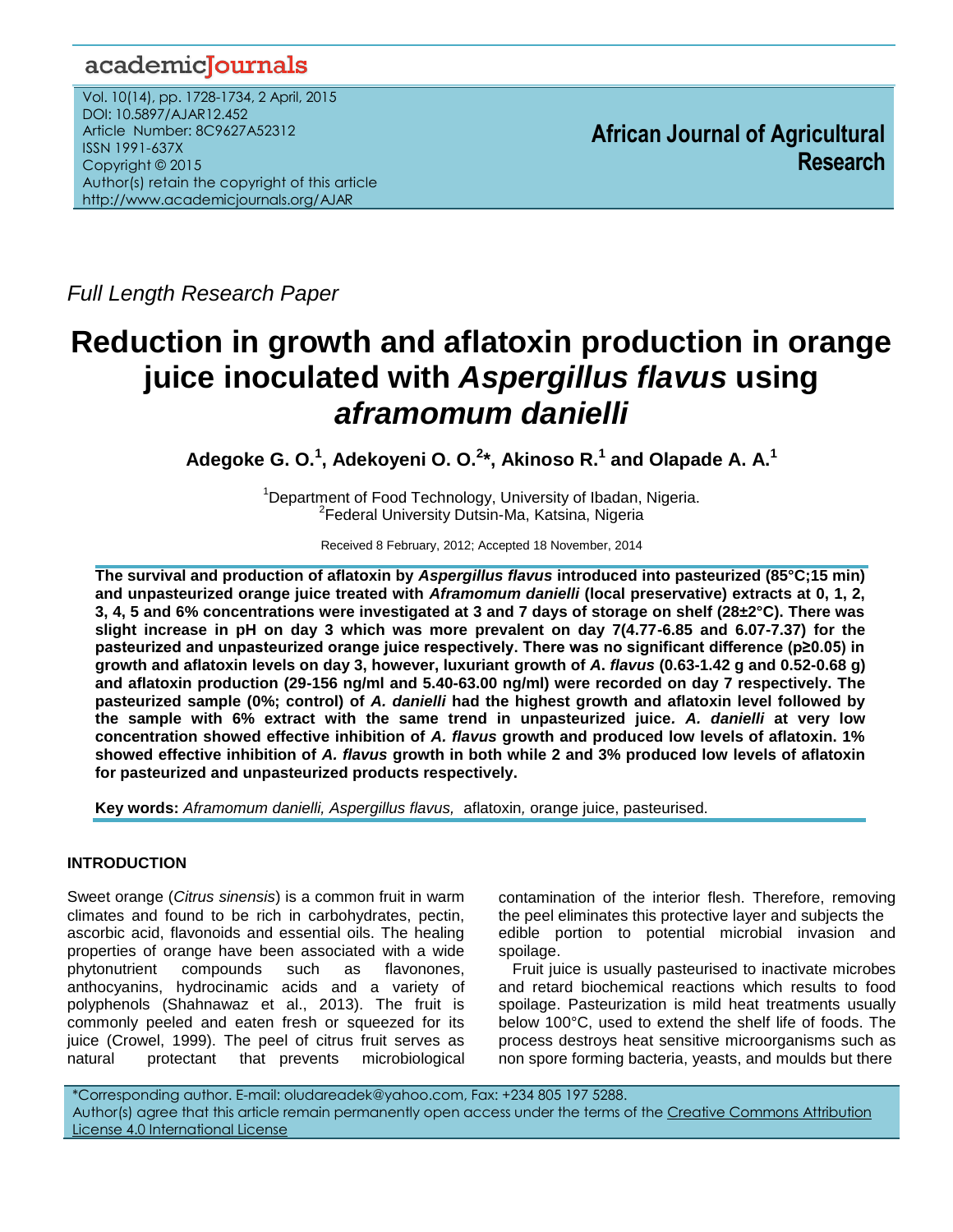Full Length Research Paper

# Reduction in growth and aflatoxin production in orange juice inoculated with *Aspergillus flavus* using *aframomum danielli*

**Adegoke G. O.[1], Adekoyeni O. O.[2]*, Akinoso R.[1] and Olapade A. A.[1]**

[1]Department of Food Technology, University of Ibadan, Nigeria.
[2]Federal University Dutsin-Ma, Katsina, Nigeria

Received 8 February, 2012; Accepted 18 November, 2014

**The survival and production of aflatoxin by *Aspergillus flavus* introduced into pasteurized (85°C;15 min) and unpasteurized orange juice treated with *Aframomum danielli* (local preservative) extracts at 0, 1, 2, 3, 4, 5 and 6% concentrations were investigated at 3 and 7 days of storage on shelf (28±2°C). There was slight increase in pH on day 3 which was more prevalent on day 7(4.77-6.85 and 6.07-7.37) for the pasteurized and unpasteurized orange juice respectively. There was no significant difference ($p \geq 0.05$) in growth and aflatoxin levels on day 3, however, luxuriant growth of *A. flavus* (0.63-1.42 g and 0.52-0.68 g) and aflatoxin production (29-156 ng/ml and 5.40-63.00 ng/ml) were recorded on day 7 respectively. The pasteurized sample (0%; control) of *A. danielli* had the highest growth and aflatoxin level followed by the sample with 6% extract with the same trend in unpasteurized juice. *A. danielli* at very low concentration showed effective inhibition of *A. flavus* growth and produced low levels of aflatoxin. 1% showed effective inhibition of *A. flavus* growth in both while 2 and 3% produced low levels of aflatoxin for pasteurized and unpasteurized products respectively.**

**Key words:** *Aframomum danielli, Aspergillus flavus,* aflatoxin, orange juice, pasteurised.

## INTRODUCTION

Sweet orange (*Citrus sinensis*) is a common fruit in warm climates and found to be rich in carbohydrates, pectin, ascorbic acid, flavonoids and essential oils. The healing properties of orange have been associated with a wide phytonutrient compounds such as flavonones, anthocyanins, hydrocinamic acids and a variety of polyphenols (Shahnawaz et al., 2013). The fruit is commonly peeled and eaten fresh or squeezed for its juice (Crowel, 1999). The peel of citrus fruit serves as natural protectant that prevents microbiological contamination of the interior flesh. Therefore, removing the peel eliminates this protective layer and subjects the edible portion to potential microbial invasion and spoilage.

Fruit juice is usually pasteurised to inactivate microbes and retard biochemical reactions which results to food spoilage. Pasteurization is mild heat treatments usually below 100°C, used to extend the shelf life of foods. The process destroys heat sensitive microorganisms such as non spore forming bacteria, yeasts, and moulds but there

*Corresponding author. E-mail: oludareadek@yahoo.com, Fax: +234 805 197 5288.
Author(s) agree that this article remain permanently open access under the terms of the Creative Commons Attribution License 4.0 International License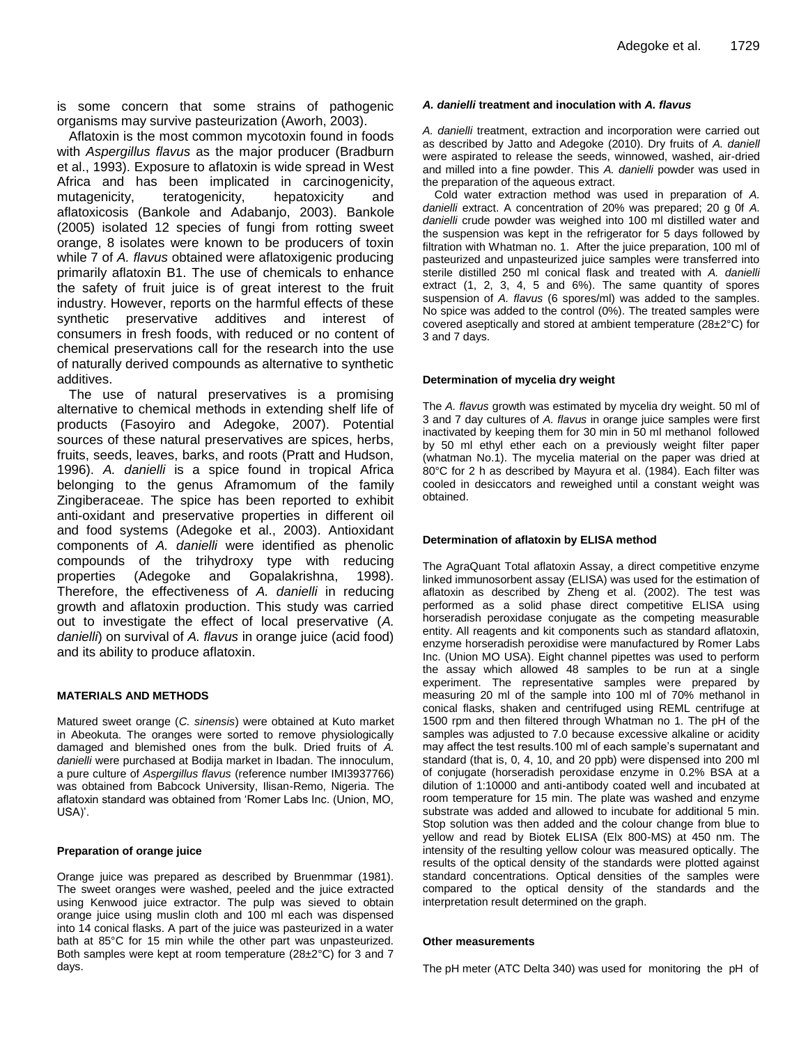is some concern that some strains of pathogenic organisms may survive pasteurization (Aworh, 2003).

Aflatoxin is the most common mycotoxin found in foods with *Aspergillus flavus* as the major producer (Bradburn et al., 1993). Exposure to aflatoxin is wide spread in West Africa and has been implicated in carcinogenicity, mutagenicity, teratogenicity, hepatoxicity and aflatoxicosis (Bankole and Adabanjo, 2003). Bankole (2005) isolated 12 species of fungi from rotting sweet orange, 8 isolates were known to be producers of toxin while 7 of *A. flavus* obtained were aflatoxigenic producing primarily aflatoxin B1. The use of chemicals to enhance the safety of fruit juice is of great interest to the fruit industry. However, reports on the harmful effects of these synthetic preservative additives and interest of consumers in fresh foods, with reduced or no content of chemical preservations call for the research into the use of naturally derived compounds as alternative to synthetic additives.

The use of natural preservatives is a promising alternative to chemical methods in extending shelf life of products (Fasoyiro and Adegoke, 2007). Potential sources of these natural preservatives are spices, herbs, fruits, seeds, leaves, barks, and roots (Pratt and Hudson, 1996). *A. danielli* is a spice found in tropical Africa belonging to the genus Aframomum of the family Zingiberaceae. The spice has been reported to exhibit anti-oxidant and preservative properties in different oil and food systems (Adegoke et al., 2003). Antioxidant components of *A. danielli* were identified as phenolic compounds of the trihydroxy type with reducing properties (Adegoke and Gopalakrishna, 1998). Therefore, the effectiveness of *A. danielli* in reducing growth and aflatoxin production. This study was carried out to investigate the effect of local preservative (*A. danielli*) on survival of *A. flavus* in orange juice (acid food) and its ability to produce aflatoxin.

## MATERIALS AND METHODS

Matured sweet orange (*C. sinensis*) were obtained at Kuto market in Abeokuta. The oranges were sorted to remove physiologically damaged and blemished ones from the bulk. Dried fruits of *A. danielli* were purchased at Bodija market in Ibadan. The innoculum, a pure culture of *Aspergillus flavus* (reference number IMI3937766) was obtained from Babcock University, Ilisan-Remo, Nigeria. The aflatoxin standard was obtained from 'Romer Labs Inc. (Union, MO, USA)'.

### Preparation of orange juice

Orange juice was prepared as described by Bruenmmar (1981). The sweet oranges were washed, peeled and the juice extracted using Kenwood juice extractor. The pulp was sieved to obtain orange juice using muslin cloth and 100 ml each was dispensed into 14 conical flasks. A part of the juice was pasteurized in a water bath at 85°C for 15 min while the other part was unpasteurized. Both samples were kept at room temperature (28±2°C) for 3 and 7 days.

### *A. danielli* treatment and inoculation with *A. flavus*

*A. danielli* treatment, extraction and incorporation were carried out as described by Jatto and Adegoke (2010). Dry fruits of *A. daniell* were aspirated to release the seeds, winnowed, washed, air-dried and milled into a fine powder. This *A. danielli* powder was used in the preparation of the aqueous extract.

Cold water extraction method was used in preparation of *A. danielli* extract. A concentration of 20% was prepared; 20 g 0f *A. danielli* crude powder was weighed into 100 ml distilled water and the suspension was kept in the refrigerator for 5 days followed by filtration with Whatman no. 1. After the juice preparation, 100 ml of pasteurized and unpasteurized juice samples were transferred into sterile distilled 250 ml conical flask and treated with *A. danielli* extract (1, 2, 3, 4, 5 and 6%). The same quantity of spores suspension of *A. flavus* (6 spores/ml) was added to the samples. No spice was added to the control (0%). The treated samples were covered aseptically and stored at ambient temperature (28±2°C) for 3 and 7 days.

### Determination of mycelia dry weight

The *A. flavus* growth was estimated by mycelia dry weight. 50 ml of 3 and 7 day cultures of *A. flavus* in orange juice samples were first inactivated by keeping them for 30 min in 50 ml methanol followed by 50 ml ethyl ether each on a previously weight filter paper (whatman No.1). The mycelia material on the paper was dried at 80°C for 2 h as described by Mayura et al. (1984). Each filter was cooled in desiccators and reweighed until a constant weight was obtained.

### Determination of aflatoxin by ELISA method

The AgraQuant Total aflatoxin Assay, a direct competitive enzyme linked immunosorbent assay (ELISA) was used for the estimation of aflatoxin as described by Zheng et al. (2002). The test was performed as a solid phase direct competitive ELISA using horseradish peroxidase conjugate as the competing measurable entity. All reagents and kit components such as standard aflatoxin, enzyme horseradish peroxidise were manufactured by Romer Labs Inc. (Union MO USA). Eight channel pipettes was used to perform the assay which allowed 48 samples to be run at a single experiment. The representative samples were prepared by measuring 20 ml of the sample into 100 ml of 70% methanol in conical flasks, shaken and centrifuged using REML centrifuge at 1500 rpm and then filtered through Whatman no 1. The pH of the samples was adjusted to 7.0 because excessive alkaline or acidity may affect the test results.100 ml of each sample's supernatant and standard (that is, 0, 4, 10, and 20 ppb) were dispensed into 200 ml of conjugate (horseradish peroxidase enzyme in 0.2% BSA at a dilution of 1:10000 and anti-antibody coated well and incubated at room temperature for 15 min. The plate was washed and enzyme substrate was added and allowed to incubate for additional 5 min. Stop solution was then added and the colour change from blue to yellow and read by Biotek ELISA (Elx 800-MS) at 450 nm. The intensity of the resulting yellow colour was measured optically. The results of the optical density of the standards were plotted against standard concentrations. Optical densities of the samples were compared to the optical density of the standards and the interpretation result determined on the graph.

### Other measurements

The pH meter (ATC Delta 340) was used for monitoring the pH of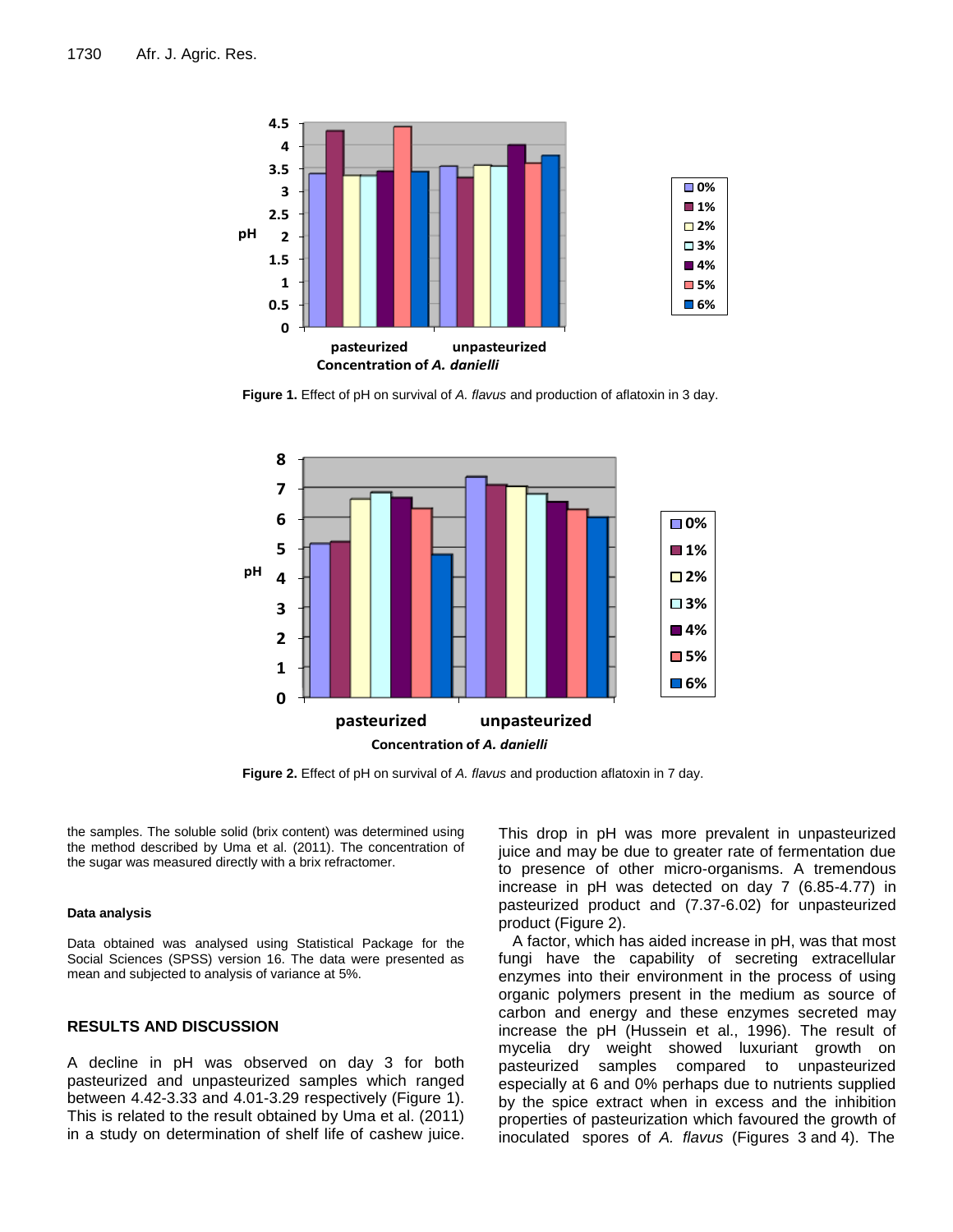Figure 1. Effect of pH on survival of *A. flavus* and production of aflatoxin in 3 day.

Figure 2. Effect of pH on survival of *A. flavus* and production aflatoxin in 7 day.

the samples. The soluble solid (brix content) was determined using the method described by Uma et al. (2011). The concentration of the sugar was measured directly with a brix refractomer.

#### Data analysis

Data obtained was analysed using Statistical Package for the Social Sciences (SPSS) version 16. The data were presented as mean and subjected to analysis of variance at 5%.

## RESULTS AND DISCUSSION

A decline in pH was observed on day 3 for both pasteurized and unpasteurized samples which ranged between 4.42-3.33 and 4.01-3.29 respectively (Figure 1). This is related to the result obtained by Uma et al. (2011) in a study on determination of shelf life of cashew juice. This drop in pH was more prevalent in unpasteurized juice and may be due to greater rate of fermentation due to presence of other micro-organisms. A tremendous increase in pH was detected on day 7 (6.85-4.77) in pasteurized product and (7.37-6.02) for unpasteurized product (Figure 2).

A factor, which has aided increase in pH, was that most fungi have the capability of secreting extracellular enzymes into their environment in the process of using organic polymers present in the medium as source of carbon and energy and these enzymes secreted may increase the pH (Hussein et al., 1996). The result of mycelia dry weight showed luxuriant growth on pasteurized samples compared to unpasteurized especially at 6 and 0% perhaps due to nutrients supplied by the spice extract when in excess and the inhibition properties of pasteurization which favoured the growth of inoculated spores of *A. flavus* (Figures 3 and 4). The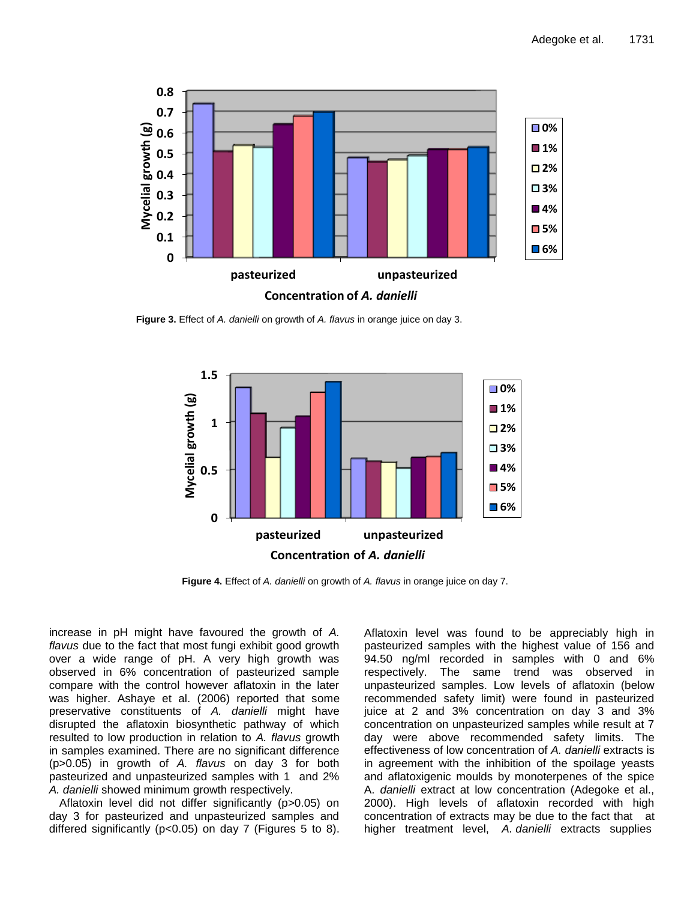Figure 3. Effect of *A. danielli* on growth of *A. flavus* in orange juice on day 3.

Figure 4. Effect of *A. danielli* on growth of *A. flavus* in orange juice on day 7.

increase in pH might have favoured the growth of *A. flavus* due to the fact that most fungi exhibit good growth over a wide range of pH. A very high growth was observed in 6% concentration of pasteurized sample compare with the control however aflatoxin in the later was higher. Ashaye et al. (2006) reported that some preservative constituents of *A. danielli* might have disrupted the aflatoxin biosynthetic pathway of which resulted to low production in relation to *A. flavus* growth in samples examined. There are no significant difference ($p>0.05$) in growth of *A. flavus* on day 3 for both pasteurized and unpasteurized samples with 1 and 2% *A. danielli* showed minimum growth respectively.

Aflatoxin level did not differ significantly ($p>0.05$) on day 3 for pasteurized and unpasteurized samples and differed significantly ($p<0.05$) on day 7 (Figures 5 to 8). Aflatoxin level was found to be appreciably high in pasteurized samples with the highest value of 156 and 94.50 ng/ml recorded in samples with 0 and 6% respectively. The same trend was observed in unpasteurized samples. Low levels of aflatoxin (below recommended safety limit) were found in pasteurized juice at 2 and 3% concentration on day 3 and 3% concentration on unpasteurized samples while result at 7 day were above recommended safety limits. The effectiveness of low concentration of *A. danielli* extracts is in agreement with the inhibition of the spoilage yeasts and aflatoxigenic moulds by monoterpenes of the spice A. *danielli* extract at low concentration (Adegoke et al., 2000). High levels of aflatoxin recorded with high concentration of extracts may be due to the fact that at higher treatment level, *A. danielli* extracts supplies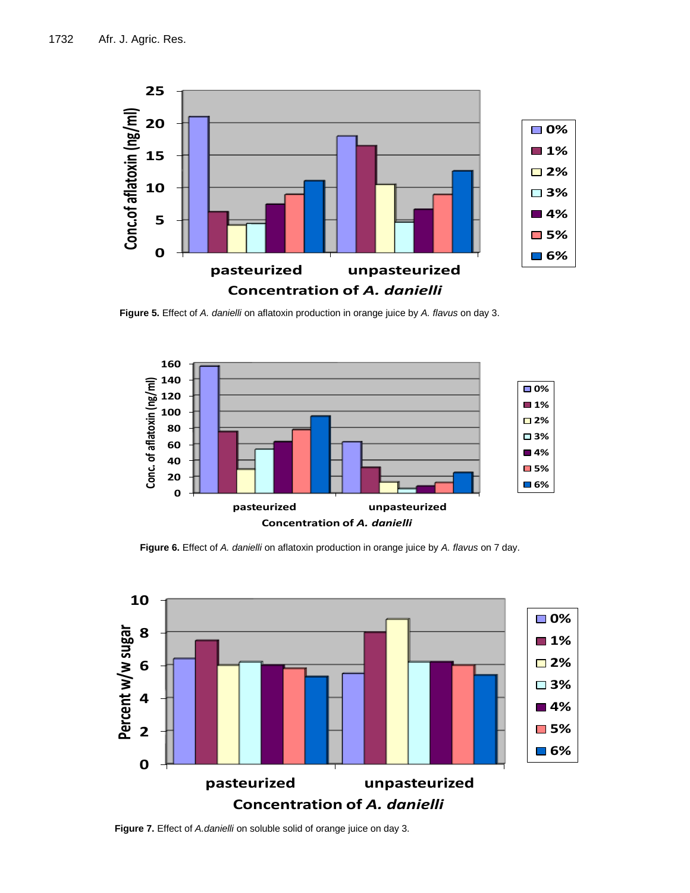**Figure 5.** Effect of *A. danielli* on aflatoxin production in orange juice by *A. flavus* on day 3.

**Figure 6.** Effect of *A. danielli* on aflatoxin production in orange juice by *A. flavus* on 7 day.

**Figure 7.** Effect of *A.danielli* on soluble solid of orange juice on day 3.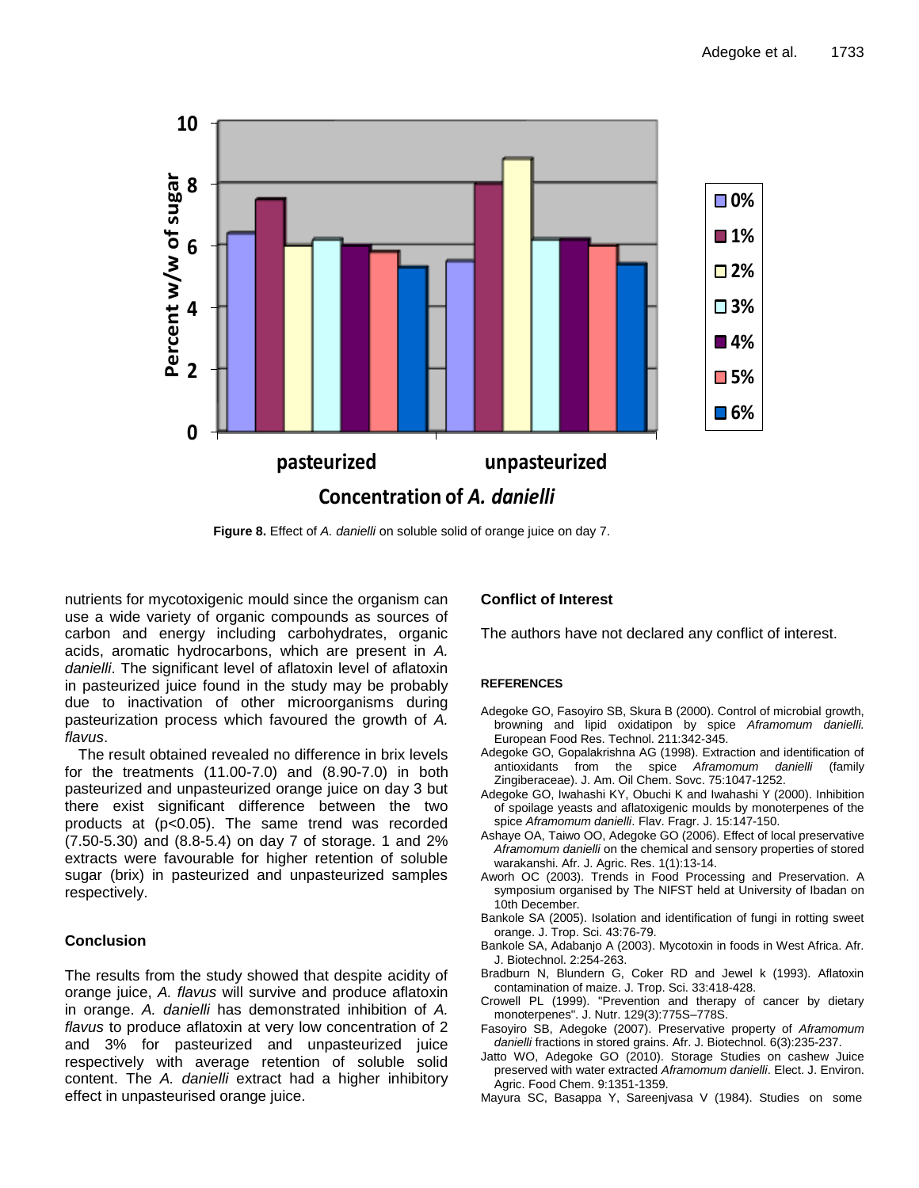Figure 8. Effect of *A. danielli* on soluble solid of orange juice on day 7.

nutrients for mycotoxigenic mould since the organism can use a wide variety of organic compounds as sources of carbon and energy including carbohydrates, organic acids, aromatic hydrocarbons, which are present in *A. danielli*. The significant level of aflatoxin level of aflatoxin in pasteurized juice found in the study may be probably due to inactivation of other microorganisms during pasteurization process which favoured the growth of *A. flavus*.

The result obtained revealed no difference in brix levels for the treatments (11.00-7.0) and (8.90-7.0) in both pasteurized and unpasteurized orange juice on day 3 but there exist significant difference between the two products at ($p<0.05$). The same trend was recorded (7.50-5.30) and (8.8-5.4) on day 7 of storage. 1 and 2% extracts were favourable for higher retention of soluble sugar (brix) in pasteurized and unpasteurized samples respectively.

## Conclusion

The results from the study showed that despite acidity of orange juice, *A. flavus* will survive and produce aflatoxin in orange. *A. danielli* has demonstrated inhibition of *A. flavus* to produce aflatoxin at very low concentration of 2 and 3% for pasteurized and unpasteurized juice respectively with average retention of soluble solid content. The *A. danielli* extract had a higher inhibitory effect in unpasteurised orange juice.

## Conflict of Interest

The authors have not declared any conflict of interest.

## REFERENCES

Adegoke GO, Fasoyiro SB, Skura B (2000). Control of microbial growth, browning and lipid oxidatipon by spice *Aframomum danielli.* European Food Res. Technol. 211:342-345.

Adegoke GO, Gopalakrishna AG (1998). Extraction and identification of antioxidants from the spice *Aframomum danielli* (family Zingiberaceae). J. Am. Oil Chem. Sovc. 75:1047-1252.

Adegoke GO, Iwahashi KY, Obuchi K and Iwahashi Y (2000). Inhibition of spoilage yeasts and aflatoxigenic moulds by monoterpenes of the spice *Aframomum danielli*. Flav. Fragr. J. 15:147-150.

Ashaye OA, Taiwo OO, Adegoke GO (2006). Effect of local preservative *Aframomum danielli* on the chemical and sensory properties of stored warakanshi. Afr. J. Agric. Res. 1(1):13-14.

Aworh OC (2003). Trends in Food Processing and Preservation. A symposium organised by The NIFST held at University of Ibadan on 10th December.

Bankole SA (2005). Isolation and identification of fungi in rotting sweet orange. J. Trop. Sci. 43:76-79.

Bankole SA, Adabanjo A (2003). Mycotoxin in foods in West Africa. Afr. J. Biotechnol. 2:254-263.

Bradburn N, Blundern G, Coker RD and Jewel k (1993). Aflatoxin contamination of maize. J. Trop. Sci. 33:418-428.

Crowell PL (1999). "Prevention and therapy of cancer by dietary monoterpenes". J. Nutr. 129(3):775S–778S.

Fasoyiro SB, Adegoke (2007). Preservative property of *Aframomum danielli* fractions in stored grains. Afr. J. Biotechnol. 6(3):235-237.

Jatto WO, Adegoke GO (2010). Storage Studies on cashew Juice preserved with water extracted *Aframomum danielli*. Elect. J. Environ. Agric. Food Chem. 9:1351-1359.

Mayura SC, Basappa Y, Sareenjvasa V (1984). Studies on some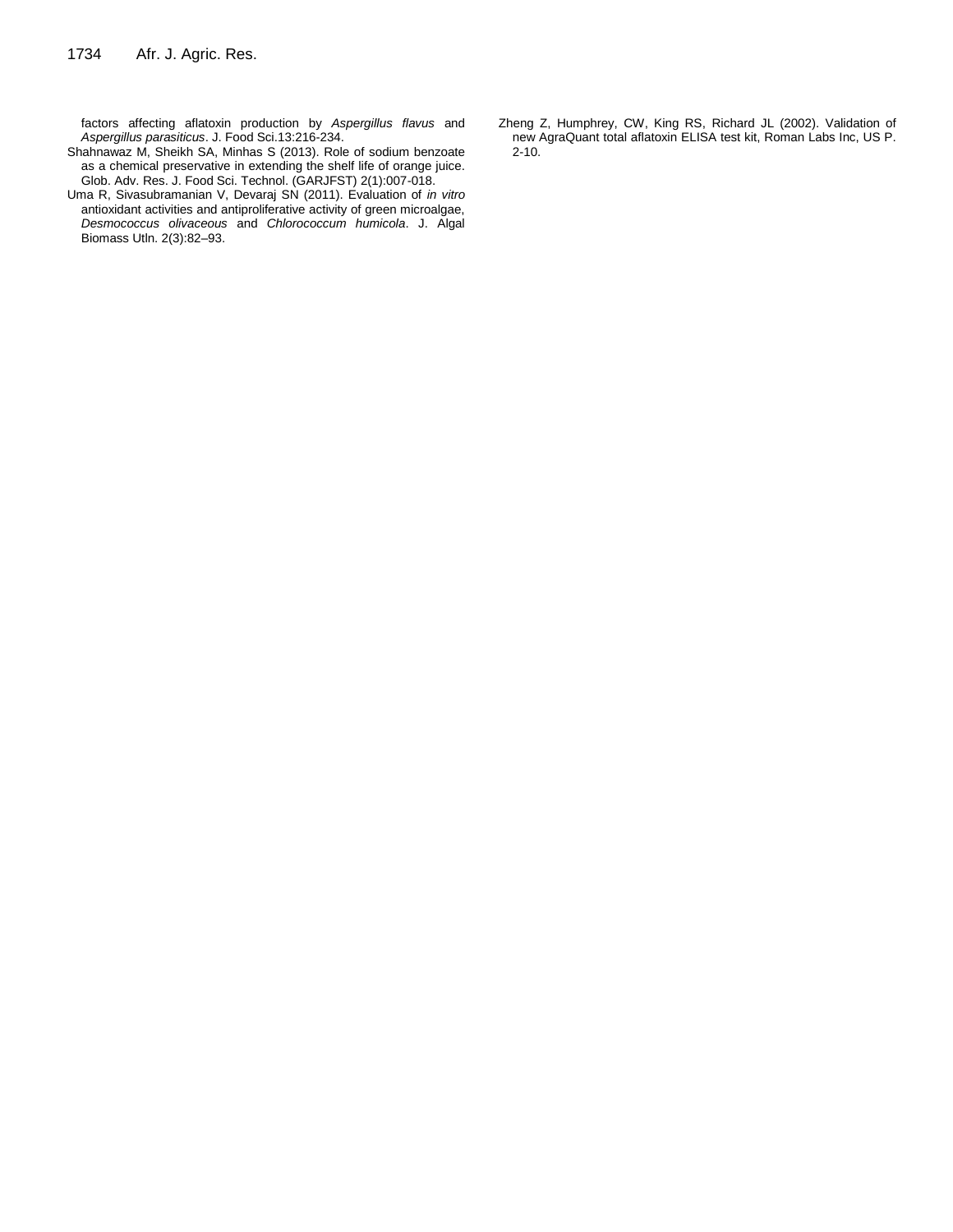factors affecting aflatoxin production by *Aspergillus flavus* and *Aspergillus parasiticus*. J. Food Sci.13:216-234.

Shahnawaz M, Sheikh SA, Minhas S (2013). Role of sodium benzoate as a chemical preservative in extending the shelf life of orange juice. Glob. Adv. Res. J. Food Sci. Technol. (GARJFST) 2(1):007-018.

Uma R, Sivasubramanian V, Devaraj SN (2011). Evaluation of *in vitro* antioxidant activities and antiproliferative activity of green microalgae, *Desmococcus olivaceous* and *Chlorococcum humicola*. J. Algal Biomass Utln. 2(3):82–93.

Zheng Z, Humphrey, CW, King RS, Richard JL (2002). Validation of new AgraQuant total aflatoxin ELISA test kit, Roman Labs Inc, US P. 2-10.